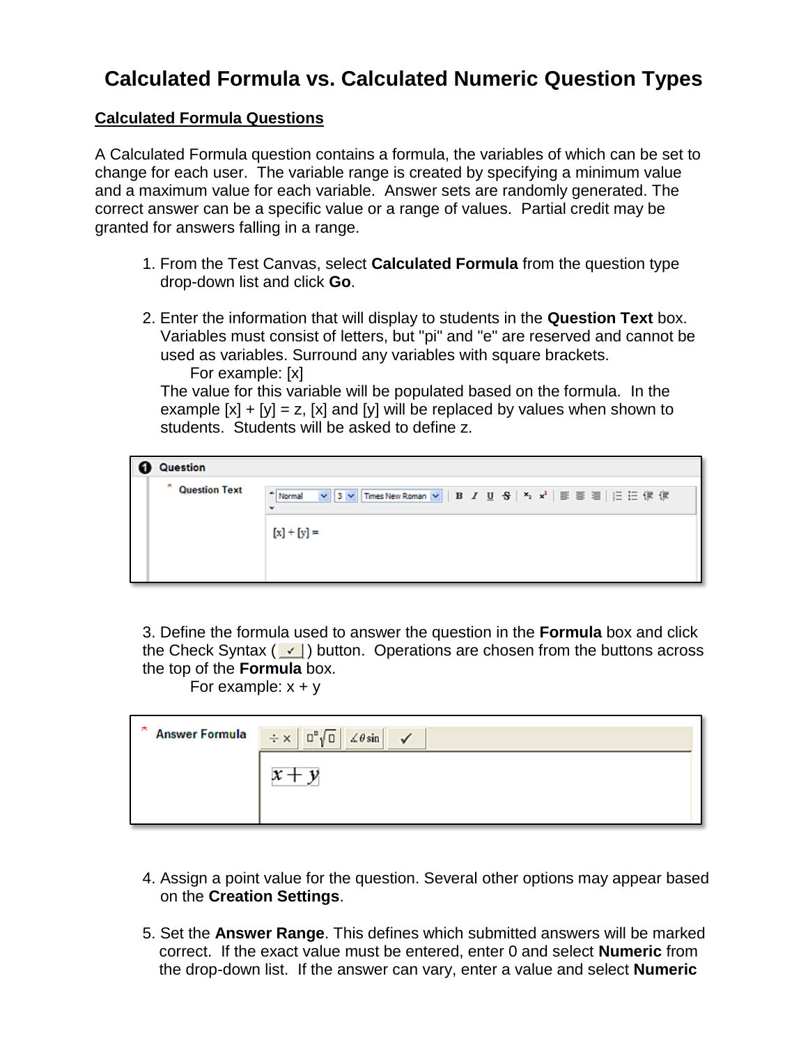# Calculated Formula vs. Calculated Numeric Question Types

## Calculated Formula Questions

A Calculated Formula question contains a formula, the variables of which can be set to change for each user. The variable range is created by specifying a minimum value and a maximum value for each variable. Answer sets are randomly generated. The correct answer can be a specific value or a range of values. Partial credit may be granted for answers falling in a range.

1. From the Test Canvas, select **Calculated Formula** from the question type drop-down list and click **Go**.

2. Enter the information that will display to students in the **Question Text** box. Variables must consist of letters, but "pi" and "e" are reserved and cannot be used as variables. Surround any variables with square brackets.
   For example: [x]
   The value for this variable will be populated based on the formula. In the example [x] + [y] = z, [x] and [y] will be replaced by values when shown to students. Students will be asked to define z.

3. Define the formula used to answer the question in the **Formula** box and click the Check Syntax ( ✓ ) button. Operations are chosen from the buttons across the top of the **Formula** box.
   For example: x + y

4. Assign a point value for the question. Several other options may appear based on the **Creation Settings**.

5. Set the **Answer Range**. This defines which submitted answers will be marked correct. If the exact value must be entered, enter 0 and select **Numeric** from the drop-down list. If the answer can vary, enter a value and select **Numeric**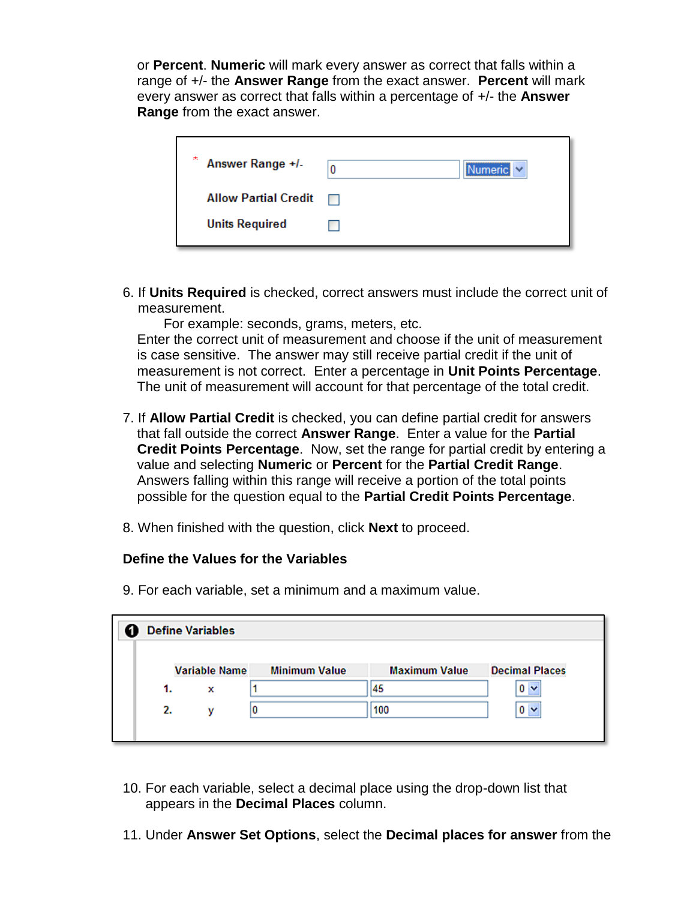or **Percent**. **Numeric** will mark every answer as correct that falls within a range of +/- the **Answer Range** from the exact answer. **Percent** will mark every answer as correct that falls within a percentage of +/- the **Answer Range** from the exact answer.

| | | |
|---|---|---|
| * Answer Range +/- | 0 | Numeric |
| Allow Partial Credit | ☐ | |
| Units Required | ☐ | |

6. If **Units Required** is checked, correct answers must include the correct unit of measurement.
   For example: seconds, grams, meters, etc.
   Enter the correct unit of measurement and choose if the unit of measurement is case sensitive. The answer may still receive partial credit if the unit of measurement is not correct. Enter a percentage in **Unit Points Percentage**. The unit of measurement will account for that percentage of the total credit.

7. If **Allow Partial Credit** is checked, you can define partial credit for answers that fall outside the correct **Answer Range**. Enter a value for the **Partial Credit Points Percentage**. Now, set the range for partial credit by entering a value and selecting **Numeric** or **Percent** for the **Partial Credit Range**. Answers falling within this range will receive a portion of the total points possible for the question equal to the **Partial Credit Points Percentage**.

8. When finished with the question, click **Next** to proceed.

**Define the Values for the Variables**

9. For each variable, set a minimum and a maximum value.

**1 Define Variables**

| | Variable Name | Minimum Value | Maximum Value | Decimal Places |
|---|---|---|---|---|
| 1. | x | 1 | 45 | 0 |
| 2. | y | 0 | 100 | 0 |

10. For each variable, select a decimal place using the drop-down list that appears in the **Decimal Places** column.

11. Under **Answer Set Options**, select the **Decimal places for answer** from the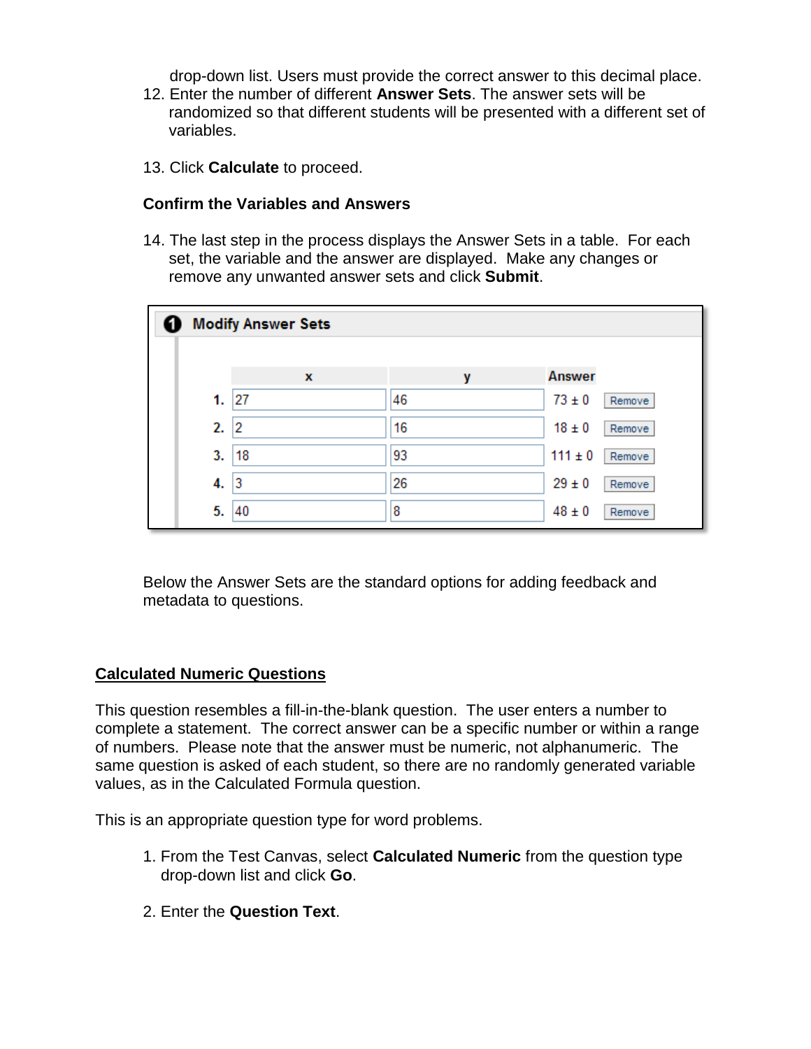drop-down list. Users must provide the correct answer to this decimal place.

12. Enter the number of different **Answer Sets**. The answer sets will be randomized so that different students will be presented with a different set of variables.

13. Click **Calculate** to proceed.

**Confirm the Variables and Answers**

14. The last step in the process displays the Answer Sets in a table. For each set, the variable and the answer are displayed. Make any changes or remove any unwanted answer sets and click **Submit**.

**Modify Answer Sets**

| | x | y | Answer | |
|---|---|---|---|---|
| 1. | 27 | 46 | 73 ± 0 | Remove |
| 2. | 2 | 16 | 18 ± 0 | Remove |
| 3. | 18 | 93 | 111 ± 0 | Remove |
| 4. | 3 | 26 | 29 ± 0 | Remove |
| 5. | 40 | 8 | 48 ± 0 | Remove |

Below the Answer Sets are the standard options for adding feedback and metadata to questions.

## Calculated Numeric Questions

This question resembles a fill-in-the-blank question. The user enters a number to complete a statement. The correct answer can be a specific number or within a range of numbers. Please note that the answer must be numeric, not alphanumeric. The same question is asked of each student, so there are no randomly generated variable values, as in the Calculated Formula question.

This is an appropriate question type for word problems.

1. From the Test Canvas, select **Calculated Numeric** from the question type drop-down list and click **Go**.

2. Enter the **Question Text**.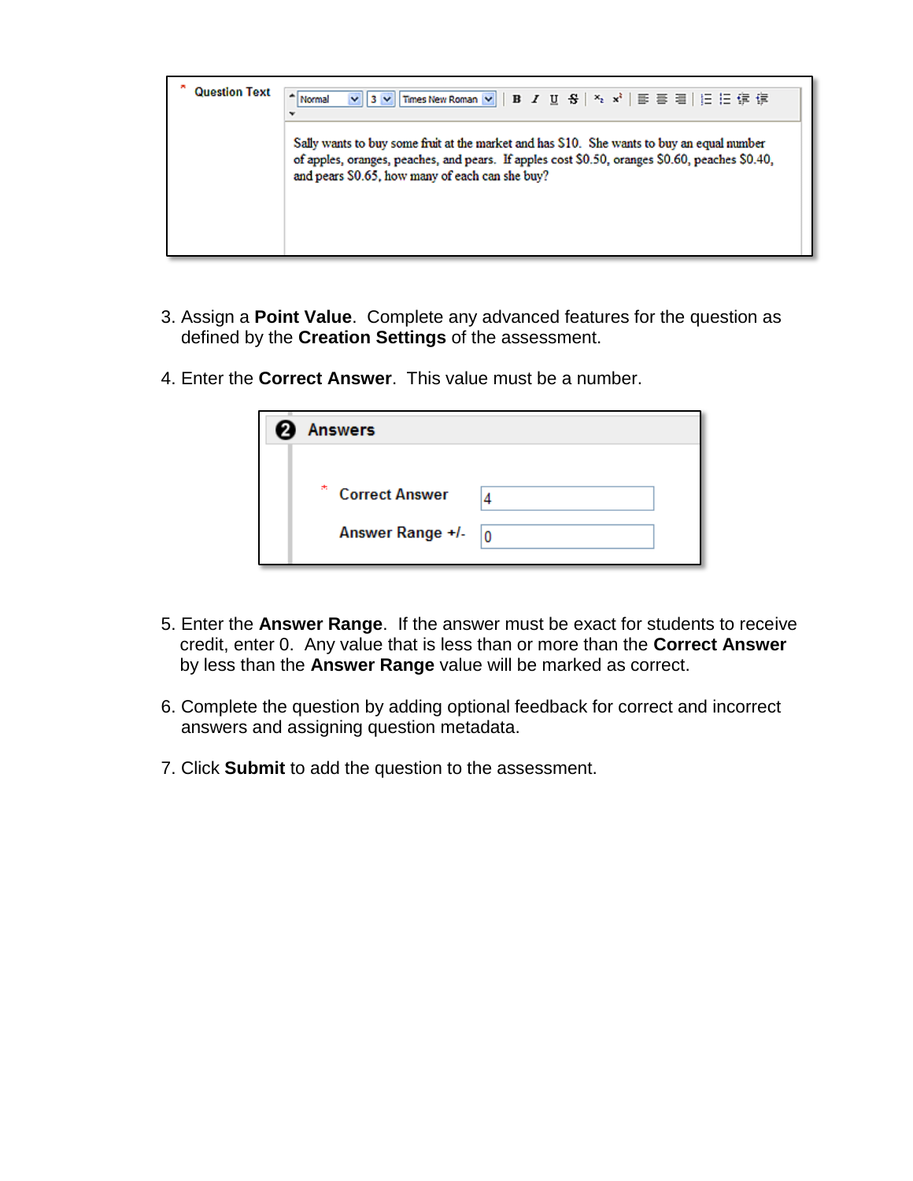Question Text

Sally wants to buy some fruit at the market and has $10. She wants to buy an equal number of apples, oranges, peaches, and pears. If apples cost $0.50, oranges $0.60, peaches $0.40, and pears $0.65, how many of each can she buy?

3. Assign a **Point Value**. Complete any advanced features for the question as defined by the **Creation Settings** of the assessment.

4. Enter the **Correct Answer**. This value must be a number.

Answers

Correct Answer: 4

Answer Range +/-: 0

5. Enter the **Answer Range**. If the answer must be exact for students to receive credit, enter 0. Any value that is less than or more than the **Correct Answer** by less than the **Answer Range** value will be marked as correct.

6. Complete the question by adding optional feedback for correct and incorrect answers and assigning question metadata.

7. Click **Submit** to add the question to the assessment.